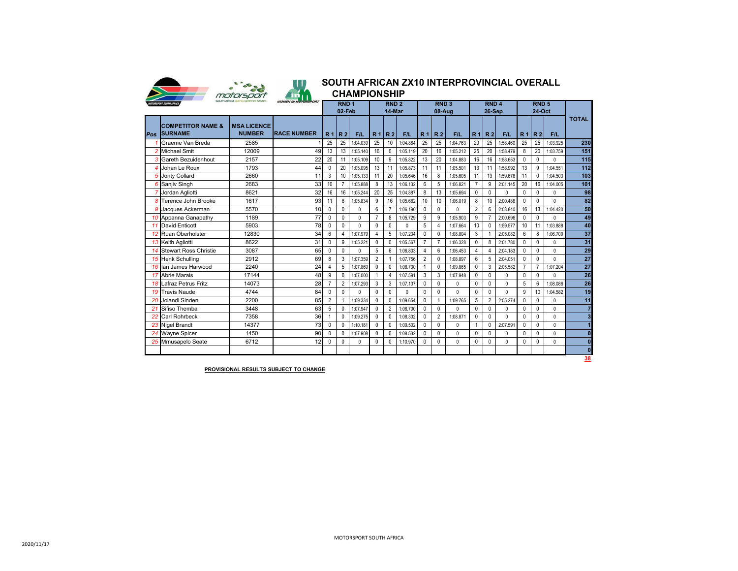# SOUTH AFRICAN ZX10 INTERPROVINCIAL OVERALL CHAMPIONSHIP

| Pos | COMPETITOR NAME & SURNAME | MSA LICENCE NUMBER | RACE NUMBER | RND 1 02-Feb R 1 | R 2 | F/L | RND 2 14-Mar R 1 | R 2 | F/L | RND 3 08-Aug R 1 | R 2 | F/L | RND 4 26-Sep R 1 | R 2 | F/L | RND 5 24-Oct R 1 | R 2 | F/L | TOTAL |
|---|---|---|---|---|---|---|---|---|---|---|---|---|---|---|---|---|---|---|---|
| 1 | Graeme Van Breda | 2585 | 1 | 25 | 25 | 1:04.039 | 25 | 10 | 1:04.884 | 25 | 25 | 1:04.763 | 20 | 25 | 1:58.460 | 25 | 25 | 1:03.925 | 230 |
| 2 | Michael Smit | 12009 | 49 | 13 | 13 | 1:05.140 | 16 | 0 | 1:05.119 | 20 | 16 | 1:05.212 | 25 | 20 | 1:58.479 | 8 | 20 | 1:03.759 | 151 |
| 3 | Gareth Bezuidenhout | 2157 | 22 | 20 | 11 | 1:05.109 | 10 | 9 | 1:05.822 | 13 | 20 | 1:04.883 | 16 | 16 | 1:58.653 | 0 | 0 | 0 | 115 |
| 4 | Johan Le Roux | 1793 | 44 | 0 | 20 | 1:05.095 | 13 | 11 | 1:05.873 | 11 | 11 | 1:05.501 | 13 | 11 | 1:58.992 | 13 | 9 | 1:04.551 | 112 |
| 5 | Jonty Collard | 2660 | 11 | 3 | 10 | 1:05.133 | 11 | 20 | 1:05.646 | 16 | 8 | 1:05.605 | 11 | 13 | 1:59.676 | 11 | 0 | 1:04.503 | 103 |
| 6 | Sanjiv Singh | 2683 | 33 | 10 | 7 | 1:05.888 | 8 | 13 | 1:06.132 | 6 | 5 | 1:06.821 | 7 | 9 | 2:01.145 | 20 | 16 | 1:04.005 | 101 |
| 7 | Jordan Agliotti | 8621 | 32 | 16 | 16 | 1:05.244 | 20 | 25 | 1:04.887 | 8 | 13 | 1:05.694 | 0 | 0 | 0 | 0 | 0 | 0 | 98 |
| 8 | Terence John Brooke | 1617 | 93 | 11 | 8 | 1:05.834 | 9 | 16 | 1:05.682 | 10 | 10 | 1:06.019 | 8 | 10 | 2:00.486 | 0 | 0 | 0 | 82 |
| 9 | Jacques Ackerman | 5570 | 10 | 0 | 0 | 0 | 6 | 7 | 1:06.190 | 0 | 0 | 0 | 2 | 6 | 2:03.840 | 16 | 13 | 1:04.420 | 50 |
| 10 | Appanna Ganapathy | 1189 | 77 | 0 | 0 | 0 | 7 | 8 | 1:05.729 | 9 | 9 | 1:05.903 | 9 | 7 | 2:00.696 | 0 | 0 | 0 | 49 |
| 11 | David Enticott | 5903 | 78 | 0 | 0 | 0 | 0 | 0 | 0 | 5 | 4 | 1:07.664 | 10 | 0 | 1:59.577 | 10 | 11 | 1:03.888 | 40 |
| 12 | Ruan Oberholster | 12830 | 34 | 6 | 4 | 1:07.979 | 4 | 5 | 1:07.234 | 0 | 0 | 1:08.804 | 3 | 1 | 2:05.082 | 6 | 8 | 1:06.709 | 37 |
| 13 | Keith Agliotti | 8622 | 31 | 0 | 9 | 1:05.221 | 0 | 0 | 1:05.567 | 7 | 7 | 1:06.328 | 0 | 8 | 2:01.780 | 0 | 0 | 0 | 31 |
| 14 | Stewart Ross Christie | 3087 | 65 | 0 | 0 | 0 | 5 | 6 | 1:06.803 | 4 | 6 | 1:06.453 | 4 | 4 | 2:04.183 | 0 | 0 | 0 | 29 |
| 15 | Henk Schulling | 2912 | 69 | 8 | 3 | 1:07.359 | 2 | 1 | 1:07.756 | 2 | 0 | 1:08.897 | 6 | 5 | 2:04.051 | 0 | 0 | 0 | 27 |
| 16 | Ian James Harwood | 2240 | 24 | 4 | 5 | 1:07.869 | 0 | 0 | 1:08.730 | 1 | 0 | 1:09.865 | 0 | 3 | 2:05.582 | 7 | 7 | 1:07.204 | 27 |
| 17 | Abrie Marais | 17144 | 48 | 9 | 6 | 1:07.000 | 1 | 4 | 1:07.591 | 3 | 3 | 1:07.948 | 0 | 0 | 0 | 0 | 0 | 0 | 26 |
| 18 | Lafraz Petrus Fritz | 14073 | 28 | 7 | 2 | 1:07.293 | 3 | 3 | 1:07.137 | 0 | 0 | 0 | 0 | 0 | 0 | 5 | 6 | 1:08.086 | 26 |
| 19 | Travis Naude | 4744 | 84 | 0 | 0 | 0 | 0 | 0 | 0 | 0 | 0 | 0 | 0 | 0 | 0 | 9 | 10 | 1:04.582 | 19 |
| 20 | Jolandi Sinden | 2200 | 85 | 2 | 1 | 1:09.334 | 0 | 0 | 1:09.654 | 0 | 1 | 1:09.765 | 5 | 2 | 2:05.274 | 0 | 0 | 0 | 11 |
| 21 | Sifiso Themba | 3448 | 63 | 5 | 0 | 1:07.947 | 0 | 2 | 1:08.700 | 0 | 0 | 0 | 0 | 0 | 0 | 0 | 0 | 0 | 7 |
| 22 | Carl Rohrbeck | 7358 | 36 | 1 | 0 | 1:09.275 | 0 | 0 | 1:08.302 | 0 | 2 | 1:08.871 | 0 | 0 | 0 | 0 | 0 | 0 | 3 |
| 23 | Nigel Brandt | 14377 | 73 | 0 | 0 | 1:10.181 | 0 | 0 | 1:09.502 | 0 | 0 | 0 | 1 | 0 | 2:07.591 | 0 | 0 | 0 | 1 |
| 24 | Wayne Spicer | 1450 | 90 | 0 | 0 | 1:07.908 | 0 | 0 | 1:08.532 | 0 | 0 | 0 | 0 | 0 | 0 | 0 | 0 | 0 | 0 |
| 25 | Mmusapelo Seate | 6712 | 12 | 0 | 0 | 0 | 0 | 0 | 1:10.970 | 0 | 0 | 0 | 0 | 0 | 0 | 0 | 0 | 0 | 0 |
| | | | | | | | | | | | | | | | | | | | 0 |
| | | | | | | | | | | | | | | | | | | | 38 |

**PROVISIONAL RESULTS SUBJECT TO CHANGE**

MOTORSPORT SOUTH AFRICA

2020/11/17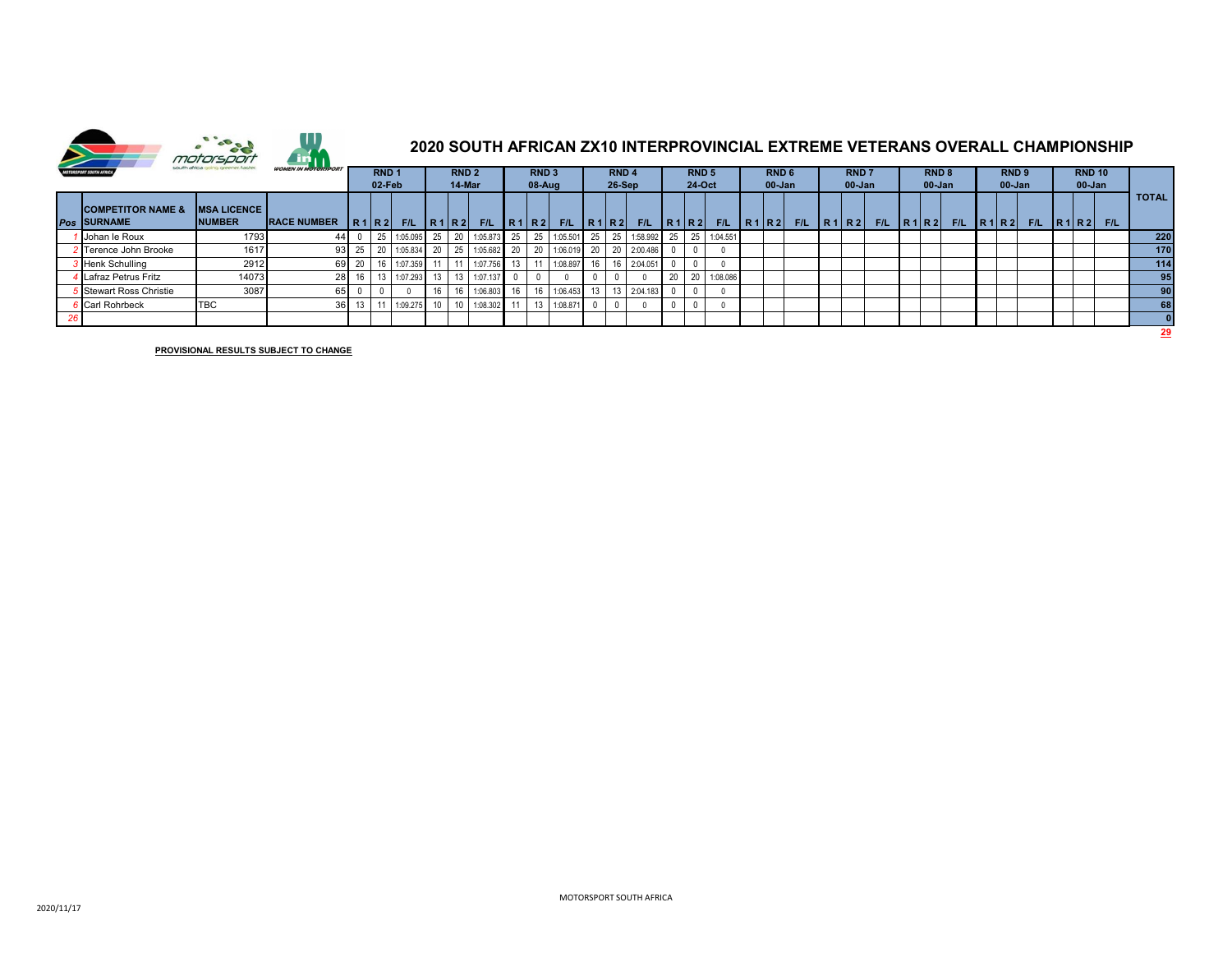# 2020 SOUTH AFRICAN ZX10 INTERPROVINCIAL EXTREME VETERANS OVERALL CHAMPIONSHIP

| | | | | RND 1 02-Feb | | | RND 2 14-Mar | | | RND 3 08-Aug | | | RND 4 26-Sep | | | RND 5 24-Oct | | | RND 6 00-Jan | | | RND 7 00-Jan | | | RND 8 00-Jan | | | RND 9 00-Jan | | | RND 10 00-Jan | | | TOTAL |
|---|---|---|---|---|---|---|---|---|---|---|---|---|---|---|---|---|---|---|---|---|---|---|---|---|---|---|---|---|---|---|---|---|---|---|
| Pos | COMPETITOR NAME & SURNAME | MSA LICENCE NUMBER | RACE NUMBER | R 1 | R 2 | F/L | R 1 | R 2 | F/L | R 1 | R 2 | F/L | R 1 | R 2 | F/L | R 1 | R 2 | F/L | R 1 | R 2 | F/L | R 1 | R 2 | F/L | R 1 | R 2 | F/L | R 1 | R 2 | F/L | R 1 | R 2 | F/L | |
| 1 | Johan le Roux | 1793 | 44 | 0 | 25 | 1:05.095 | 25 | 20 | 1:05.873 | 25 | 25 | 1:05.501 | 25 | 25 | 1:58.992 | 25 | 25 | 1:04.551 | | | | | | | | | | | | | | | | 220 |
| 2 | Terence John Brooke | 1617 | 93 | 25 | 20 | 1:05.834 | 20 | 25 | 1:05.682 | 20 | 20 | 1:06.019 | 20 | 20 | 2:00.486 | 0 | 0 | 0 | | | | | | | | | | | | | | | | 170 |
| 3 | Henk Schulling | 2912 | 69 | 20 | 16 | 1:07.359 | 11 | 11 | 1:07.756 | 13 | 11 | 1:08.897 | 16 | 16 | 2:04.051 | 0 | 0 | 0 | | | | | | | | | | | | | | | | 114 |
| 4 | Lafraz Petrus Fritz | 14073 | 28 | 16 | 13 | 1:07.293 | 13 | 13 | 1:07.137 | 0 | 0 | 0 | 0 | 0 | 0 | 20 | 20 | 1:08.086 | | | | | | | | | | | | | | | | 95 |
| 5 | Stewart Ross Christie | 3087 | 65 | 0 | 0 | 0 | 16 | 16 | 1:06.803 | 16 | 16 | 1:06.453 | 13 | 13 | 2:04.183 | 0 | 0 | 0 | | | | | | | | | | | | | | | | 90 |
| 6 | Carl Rohrbeck | TBC | 36 | 13 | 11 | 1:09.275 | 10 | 10 | 1:08.302 | 11 | 13 | 1:08.871 | 0 | 0 | 0 | 0 | 0 | 0 | | | | | | | | | | | | | | | | 68 |
| 26 | | | | | | | | | | | | | | | | | | | | | | | | | | | | | | | | | | 0 |
| | | | | | | | | | | | | | | | | | | | | | | | | | | | | | | | | | | 29 |

**PROVISIONAL RESULTS SUBJECT TO CHANGE**

MOTORSPORT SOUTH AFRICA

2020/11/17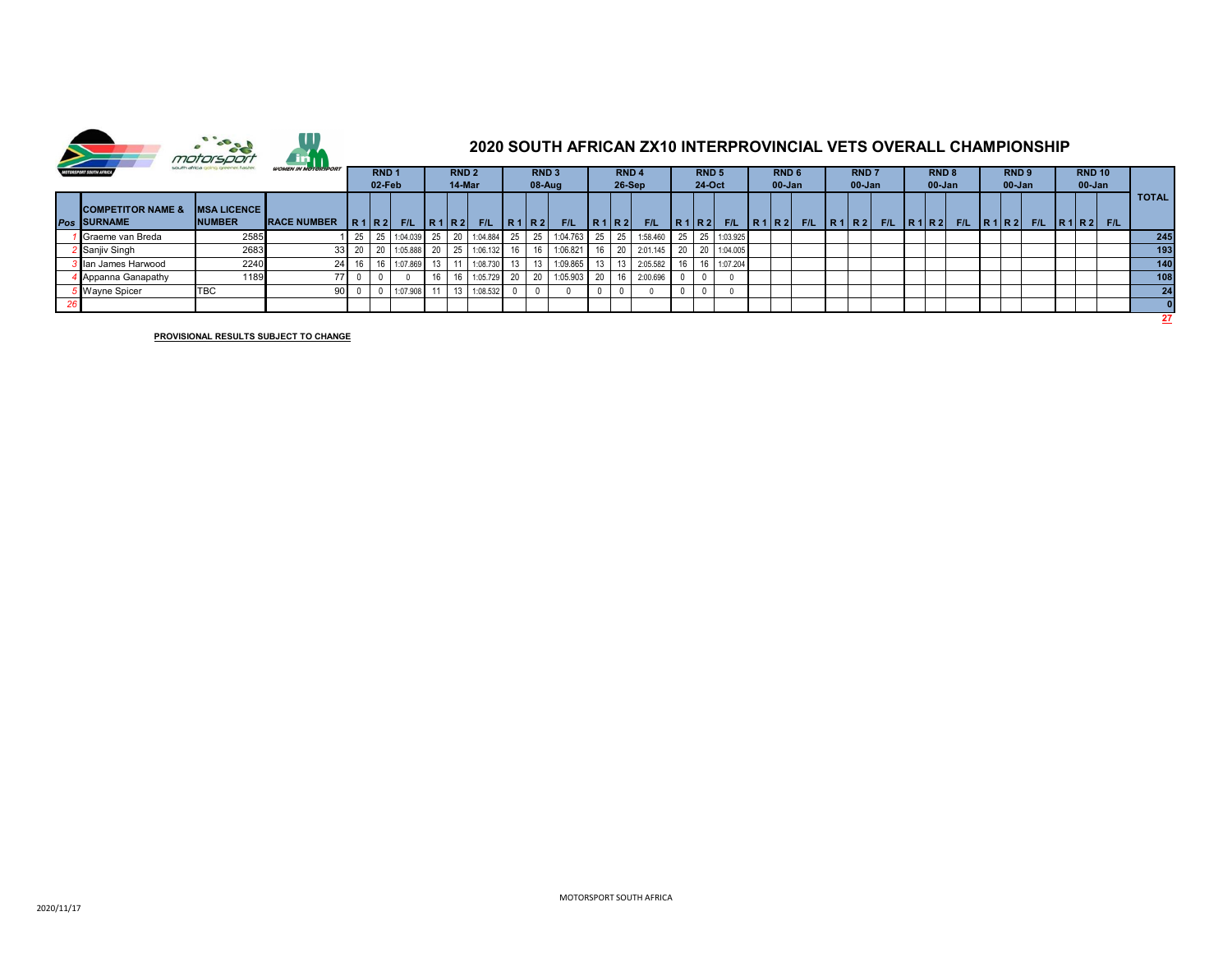# 2020 SOUTH AFRICAN ZX10 INTERPROVINCIAL VETS OVERALL CHAMPIONSHIP

| Pos | COMPETITOR NAME & SURNAME | MSA LICENCE NUMBER | RACE NUMBER | RND 1 02-Feb | | | RND 2 14-Mar | | | RND 3 08-Aug | | | RND 4 26-Sep | | | RND 5 24-Oct | | | RND 6 00-Jan | | | RND 7 00-Jan | | | RND 8 00-Jan | | | RND 9 00-Jan | | | RND 10 00-Jan | | | TOTAL |
|---|---|---|---|---|---|---|---|---|---|---|---|---|---|---|---|---|---|---|---|---|---|---|---|---|---|---|---|---|---|---|---|---|---|---|
| | | | | R 1 | R 2 | F/L | R 1 | R 2 | F/L | R 1 | R 2 | F/L | R 1 | R 2 | F/L | R 1 | R 2 | F/L | R 1 | R 2 | F/L | R 1 | R 2 | F/L | R 1 | R 2 | F/L | R 1 | R 2 | F/L | R 1 | R 2 | F/L | |
| 1 | Graeme van Breda | 2585 | 1 | 25 | 25 | 1:04.039 | 25 | 20 | 1:04.884 | 25 | 25 | 1:04.763 | 25 | 25 | 1:58.460 | 25 | 25 | 1:03.925 | | | | | | | | | | | | | | | | 245 |
| 2 | Sanjiv Singh | 2683 | 33 | 20 | 20 | 1:05.888 | 20 | 25 | 1:06.132 | 16 | 16 | 1:06.821 | 16 | 20 | 2:01.145 | 20 | 20 | 1:04.005 | | | | | | | | | | | | | | | | 193 |
| 3 | Ian James Harwood | 2240 | 24 | 16 | 16 | 1:07.869 | 13 | 11 | 1:08.730 | 13 | 13 | 1:09.865 | 13 | 13 | 2:05.582 | 16 | 16 | 1:07.204 | | | | | | | | | | | | | | | | 140 |
| 4 | Appanna Ganapathy | 1189 | 77 | 0 | 0 | 0 | 16 | 16 | 1:05.729 | 20 | 20 | 1:05.903 | 20 | 16 | 2:00.696 | 0 | 0 | 0 | | | | | | | | | | | | | | | | 108 |
| 5 | Wayne Spicer | TBC | 90 | 0 | 0 | 1:07.908 | 11 | 13 | 1:08.532 | 0 | 0 | 0 | 0 | 0 | 0 | 0 | 0 | 0 | | | | | | | | | | | | | | | | 24 |
| 26 | | | | | | | | | | | | | | | | | | | | | | | | | | | | | | | | | | 0 |

27

**PROVISIONAL RESULTS SUBJECT TO CHANGE**

MOTORSPORT SOUTH AFRICA

2020/11/17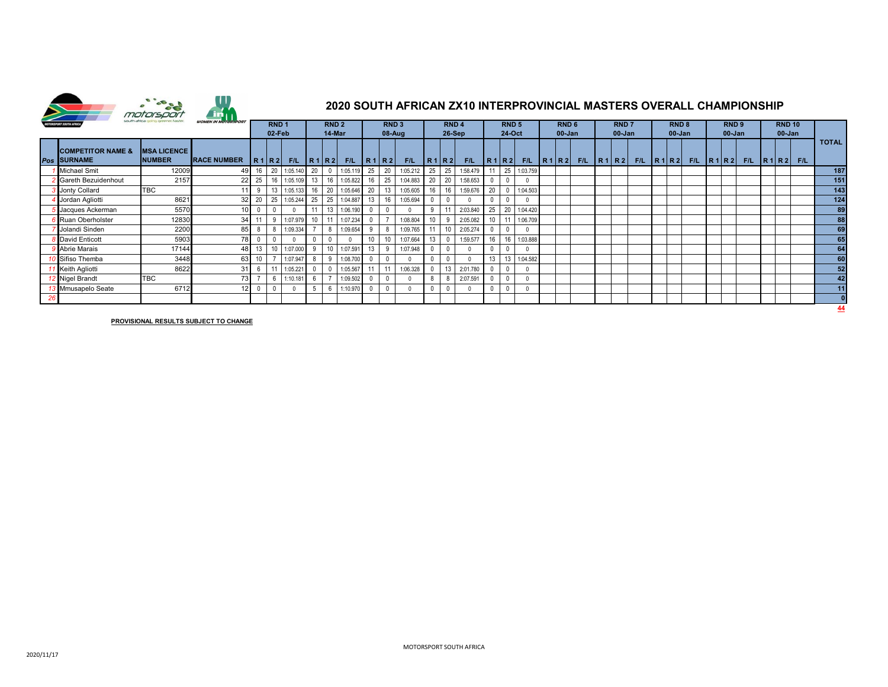# 2020 SOUTH AFRICAN ZX10 INTERPROVINCIAL MASTERS OVERALL CHAMPIONSHIP

| Pos | COMPETITOR NAME & SURNAME | MSA LICENCE NUMBER | RACE NUMBER | RND 1 02-Feb R 1 | R 2 | F/L | RND 2 14-Mar R 1 | R 2 | F/L | RND 3 08-Aug R 1 | R 2 | F/L | RND 4 26-Sep R 1 | R 2 | F/L | RND 5 24-Oct R 1 | R 2 | F/L | RND 6 00-Jan R 1 | R 2 | F/L | RND 7 00-Jan R 1 | R 2 | F/L | RND 8 00-Jan R 1 | R 2 | F/L | RND 9 00-Jan R 1 | R 2 | F/L | RND 10 00-Jan R 1 | R 2 | F/L | TOTAL |
|---|---|---|---|---|---|---|---|---|---|---|---|---|---|---|---|---|---|---|---|---|---|---|---|---|---|---|---|---|---|---|---|---|---|---|
| 1 | Michael Smit | 12009 | 49 | 16 | 20 | 1:05.140 | 20 | 0 | 1:05.119 | 25 | 20 | 1:05.212 | 25 | 25 | 1:58.479 | 11 | 25 | 1:03.759 | | | | | | | | | | | | | | | | 187 |
| 2 | Gareth Bezuidenhout | 2157 | 22 | 25 | 16 | 1:05.109 | 13 | 16 | 1:05.822 | 16 | 25 | 1:04.883 | 20 | 20 | 1:58.653 | 0 | 0 | 0 | | | | | | | | | | | | | | | | 151 |
| 3 | Jonty Collard | TBC | 11 | 9 | 13 | 1:05.133 | 16 | 20 | 1:05.646 | 20 | 13 | 1:05.605 | 16 | 16 | 1:59.676 | 20 | 0 | 1:04.503 | | | | | | | | | | | | | | | | 143 |
| 4 | Jordan Agliotti | 8621 | 32 | 20 | 25 | 1:05.244 | 25 | 25 | 1:04.887 | 13 | 16 | 1:05.694 | 0 | 0 | 0 | 0 | 0 | 0 | | | | | | | | | | | | | | | | 124 |
| 5 | Jacques Ackerman | 5570 | 10 | 0 | 0 | 0 | 11 | 13 | 1:06.190 | 0 | 0 | 0 | 9 | 11 | 2:03.840 | 25 | 20 | 1:04.420 | | | | | | | | | | | | | | | | 89 |
| 6 | Ruan Oberholster | 12830 | 34 | 11 | 9 | 1:07.979 | 10 | 11 | 1:07.234 | 0 | 7 | 1:08.804 | 10 | 9 | 2:05.082 | 10 | 11 | 1:06.709 | | | | | | | | | | | | | | | | 88 |
| 7 | Jolandi Sinden | 2200 | 85 | 8 | 8 | 1:09.334 | 7 | 8 | 1:09.654 | 9 | 8 | 1:09.765 | 11 | 10 | 2:05.274 | 0 | 0 | 0 | | | | | | | | | | | | | | | | 69 |
| 8 | David Enticott | 5903 | 78 | 0 | 0 | 0 | 0 | 0 | 0 | 10 | 10 | 1:07.664 | 13 | 0 | 1:59.577 | 16 | 16 | 1:03.888 | | | | | | | | | | | | | | | | 65 |
| 9 | Abrie Marais | 17144 | 48 | 13 | 10 | 1:07.000 | 9 | 10 | 1:07.591 | 13 | 9 | 1:07.948 | 0 | 0 | 0 | 0 | 0 | 0 | | | | | | | | | | | | | | | | 64 |
| 10 | Sifiso Themba | 3448 | 63 | 10 | 7 | 1:07.947 | 8 | 9 | 1:08.700 | 0 | 0 | 0 | 0 | 0 | 0 | 13 | 13 | 1:04.582 | | | | | | | | | | | | | | | | 60 |
| 11 | Keith Agliotti | 8622 | 31 | 6 | 11 | 1:05.221 | 0 | 0 | 1:05.567 | 11 | 11 | 1:06.328 | 0 | 13 | 2:01.780 | 0 | 0 | 0 | | | | | | | | | | | | | | | | 52 |
| 12 | Nigel Brandt | TBC | 73 | 7 | 6 | 1:10.181 | 6 | 7 | 1:09.502 | 0 | 0 | 0 | 8 | 8 | 2:07.591 | 0 | 0 | 0 | | | | | | | | | | | | | | | | 42 |
| 13 | Mmusapelo Seate | 6712 | 12 | 0 | 0 | 0 | 5 | 6 | 1:10.970 | 0 | 0 | 0 | 0 | 0 | 0 | 0 | 0 | 0 | | | | | | | | | | | | | | | | 11 |
| 26 | | | | | | | | | | | | | | | | | | | | | | | | | | | | | | | | | | 0 |

44

**PROVISIONAL RESULTS SUBJECT TO CHANGE**

2020/11/17

MOTORSPORT SOUTH AFRICA